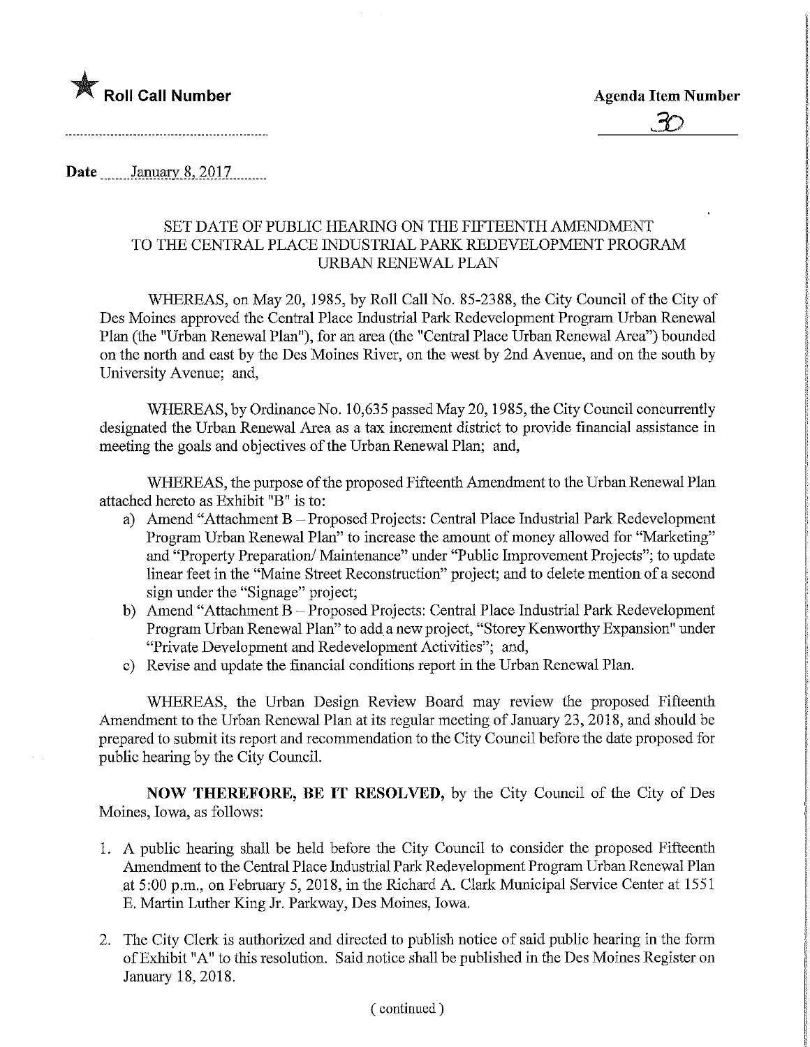★ **Roll Call Number**

**Agenda Item Number**

30

**Date** January 8, 2017

SET DATE OF PUBLIC HEARING ON THE FIFTEENTH AMENDMENT TO THE CENTRAL PLACE INDUSTRIAL PARK REDEVELOPMENT PROGRAM URBAN RENEWAL PLAN

WHEREAS, on May 20, 1985, by Roll Call No. 85-2388, the City Council of the City of Des Moines approved the Central Place Industrial Park Redevelopment Program Urban Renewal Plan (the "Urban Renewal Plan"), for an area (the "Central Place Urban Renewal Area") bounded on the north and east by the Des Moines River, on the west by 2nd Avenue, and on the south by University Avenue; and,

WHEREAS, by Ordinance No. 10,635 passed May 20, 1985, the City Council concurrently designated the Urban Renewal Area as a tax increment district to provide financial assistance in meeting the goals and objectives of the Urban Renewal Plan; and,

WHEREAS, the purpose of the proposed Fifteenth Amendment to the Urban Renewal Plan attached hereto as Exhibit "B" is to:

a) Amend "Attachment B – Proposed Projects: Central Place Industrial Park Redevelopment Program Urban Renewal Plan" to increase the amount of money allowed for "Marketing" and "Property Preparation/ Maintenance" under "Public Improvement Projects"; to update linear feet in the "Maine Street Reconstruction" project; and to delete mention of a second sign under the "Signage" project;
b) Amend "Attachment B – Proposed Projects: Central Place Industrial Park Redevelopment Program Urban Renewal Plan" to add a new project, "Storey Kenworthy Expansion" under "Private Development and Redevelopment Activities"; and,
c) Revise and update the financial conditions report in the Urban Renewal Plan.

WHEREAS, the Urban Design Review Board may review the proposed Fifteenth Amendment to the Urban Renewal Plan at its regular meeting of January 23, 2018, and should be prepared to submit its report and recommendation to the City Council before the date proposed for public hearing by the City Council.

**NOW THEREFORE, BE IT RESOLVED,** by the City Council of the City of Des Moines, Iowa, as follows:

1. A public hearing shall be held before the City Council to consider the proposed Fifteenth Amendment to the Central Place Industrial Park Redevelopment Program Urban Renewal Plan at 5:00 p.m., on February 5, 2018, in the Richard A. Clark Municipal Service Center at 1551 E. Martin Luther King Jr. Parkway, Des Moines, Iowa.

2. The City Clerk is authorized and directed to publish notice of said public hearing in the form of Exhibit "A" to this resolution. Said notice shall be published in the Des Moines Register on January 18, 2018.

( continued )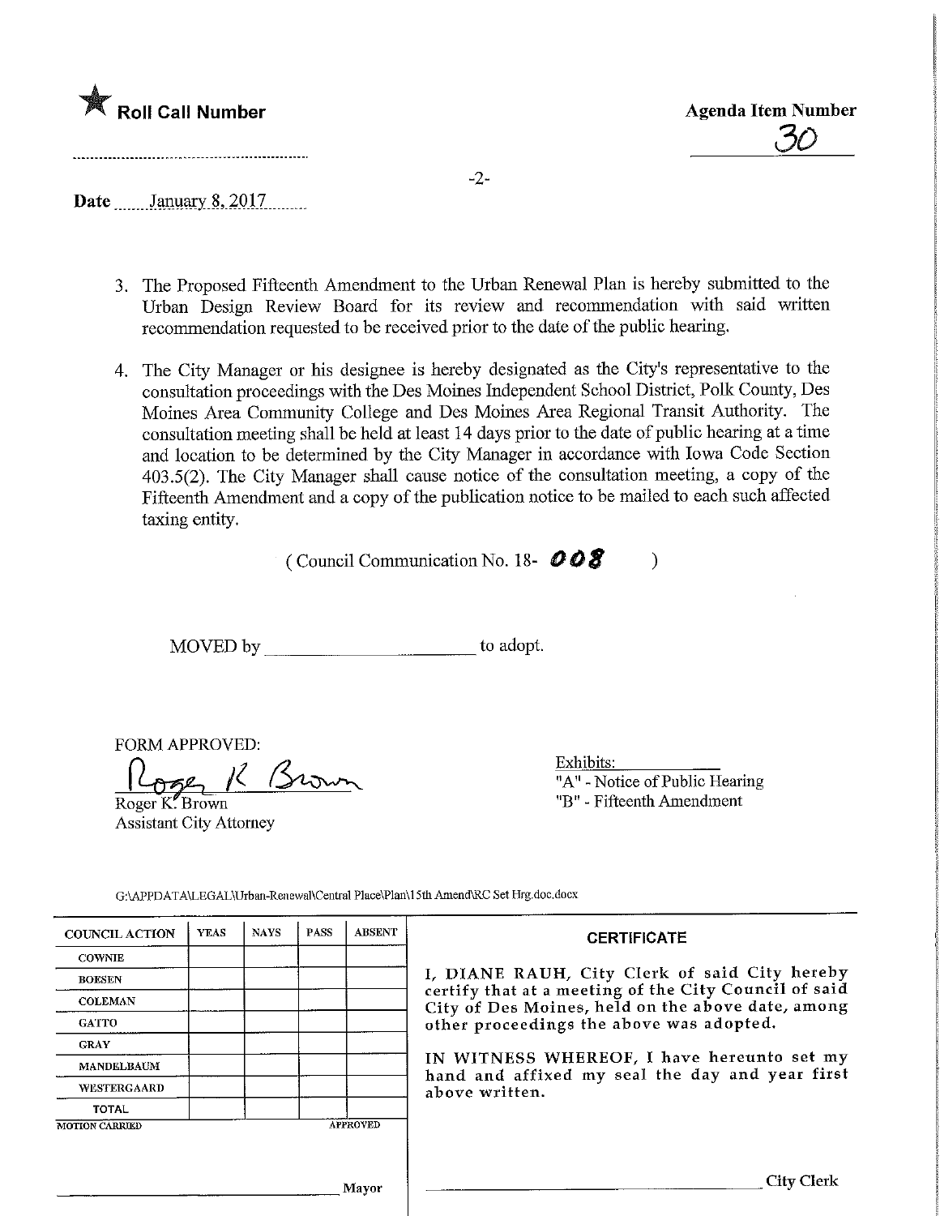★ Roll Call Number

Agenda Item Number
30

Date January 8, 2017

3. The Proposed Fifteenth Amendment to the Urban Renewal Plan is hereby submitted to the Urban Design Review Board for its review and recommendation with said written recommendation requested to be received prior to the date of the public hearing.

4. The City Manager or his designee is hereby designated as the City's representative to the consultation proceedings with the Des Moines Independent School District, Polk County, Des Moines Area Community College and Des Moines Area Regional Transit Authority. The consultation meeting shall be held at least 14 days prior to the date of public hearing at a time and location to be determined by the City Manager in accordance with Iowa Code Section 403.5(2). The City Manager shall cause notice of the consultation meeting, a copy of the Fifteenth Amendment and a copy of the publication notice to be mailed to each such affected taxing entity.

( Council Communication No. 18- **008** )

MOVED by ______________________ to adopt.

FORM APPROVED:

Roger K. Brown
Roger K. Brown
Assistant City Attorney

Exhibits:
"A" - Notice of Public Hearing
"B" - Fifteenth Amendment

G:\APPDATA\LEGAL\Urban-Renewal\Central Place\Plan\15th Amend\RC Set Hrg.doc.docx

| COUNCIL ACTION | YEAS | NAYS | PASS | ABSENT |
|---|---|---|---|---|
| COWNIE | | | | |
| BOESEN | | | | |
| COLEMAN | | | | |
| GATTO | | | | |
| GRAY | | | | |
| MANDELBAUM | | | | |
| WESTERGAARD | | | | |
| TOTAL | | | | |

MOTION CARRIED APPROVED

______________________ Mayor

**CERTIFICATE**

I, DIANE RAUH, City Clerk of said City hereby certify that at a meeting of the City Council of said City of Des Moines, held on the above date, among other proceedings the above was adopted.

IN WITNESS WHEREOF, I have hereunto set my hand and affixed my seal the day and year first above written.

______________________ City Clerk